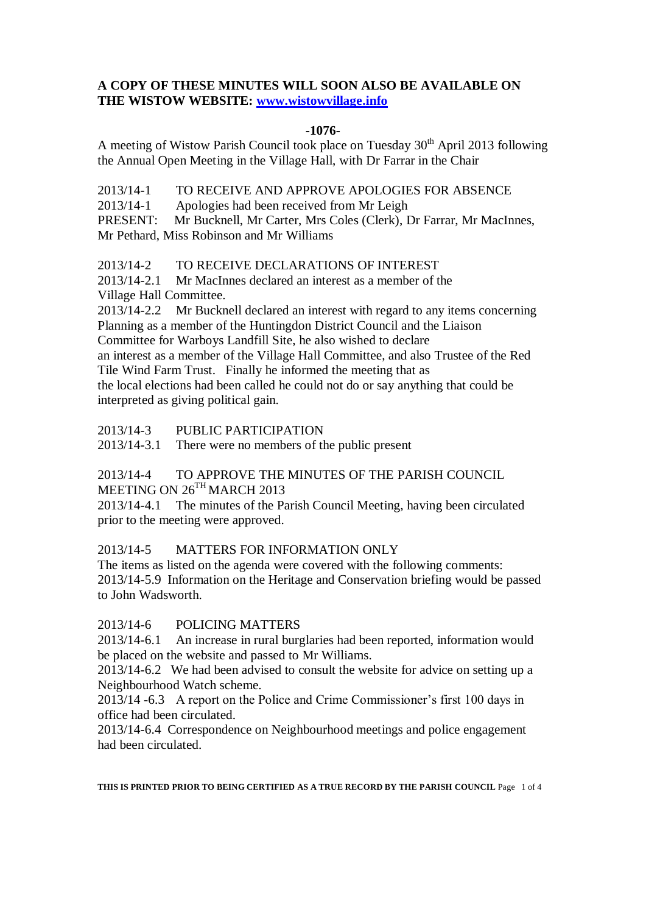**A COPY OF THESE MINUTES WILL SOON ALSO BE AVAILABLE ON THE WISTOW WEBSITE: [www.wistowvillage.info](http://www.wistowvillage.info)**

**-1076-**

A meeting of Wistow Parish Council took place on Tuesday 30th April 2013 following the Annual Open Meeting in the Village Hall, with Dr Farrar in the Chair

2013/14-1 TO RECEIVE AND APPROVE APOLOGIES FOR ABSENCE

2013/14-1 Apologies had been received from Mr Leigh

PRESENT: Mr Bucknell, Mr Carter, Mrs Coles (Clerk), Dr Farrar, Mr MacInnes, Mr Pethard, Miss Robinson and Mr Williams

2013/14-2 TO RECEIVE DECLARATIONS OF INTEREST

2013/14-2.1 Mr MacInnes declared an interest as a member of the Village Hall Committee.

2013/14-2.2 Mr Bucknell declared an interest with regard to any items concerning Planning as a member of the Huntingdon District Council and the Liaison Committee for Warboys Landfill Site, he also wished to declare an interest as a member of the Village Hall Committee, and also Trustee of the Red Tile Wind Farm Trust. Finally he informed the meeting that as the local elections had been called he could not do or say anything that could be interpreted as giving political gain.

2013/14-3 PUBLIC PARTICIPATION

2013/14-3.1 There were no members of the public present

2013/14-4 TO APPROVE THE MINUTES OF THE PARISH COUNCIL MEETING ON 26TH MARCH 2013

2013/14-4.1 The minutes of the Parish Council Meeting, having been circulated prior to the meeting were approved.

2013/14-5 MATTERS FOR INFORMATION ONLY

The items as listed on the agenda were covered with the following comments:

2013/14-5.9 Information on the Heritage and Conservation briefing would be passed to John Wadsworth.

2013/14-6 POLICING MATTERS

2013/14-6.1 An increase in rural burglaries had been reported, information would be placed on the website and passed to Mr Williams.

2013/14-6.2 We had been advised to consult the website for advice on setting up a Neighbourhood Watch scheme.

2013/14 -6.3 A report on the Police and Crime Commissioner's first 100 days in office had been circulated.

2013/14-6.4 Correspondence on Neighbourhood meetings and police engagement had been circulated.

**THIS IS PRINTED PRIOR TO BEING CERTIFIED AS A TRUE RECORD BY THE PARISH COUNCIL**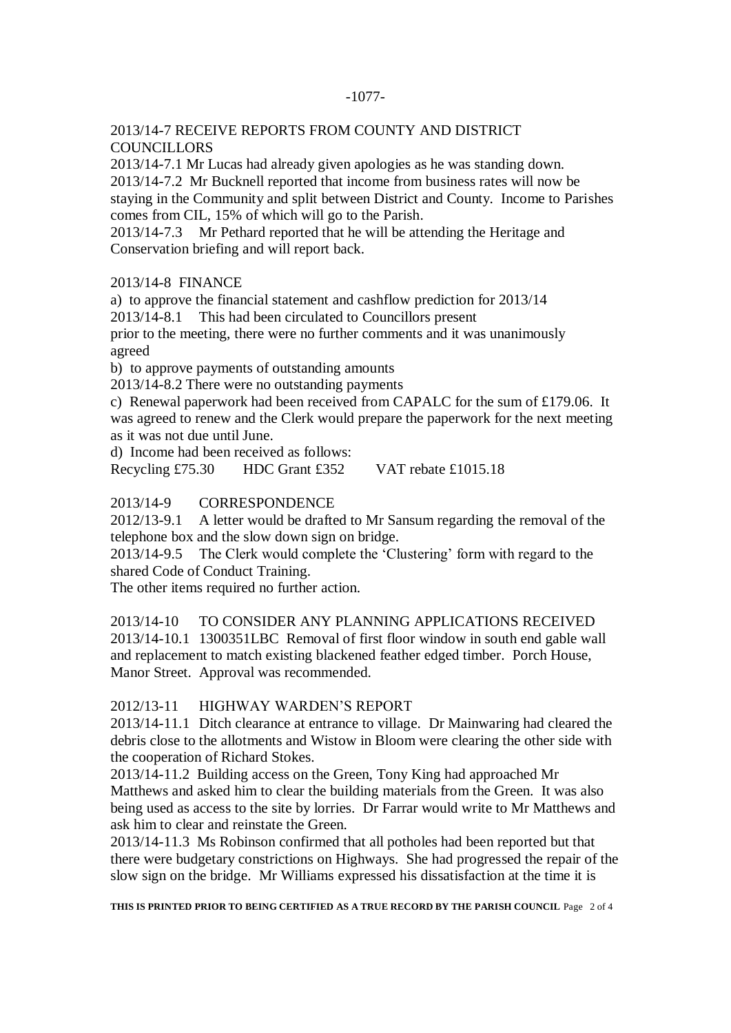2013/14-7 RECEIVE REPORTS FROM COUNTY AND DISTRICT COUNCILLORS

2013/14-7.1 Mr Lucas had already given apologies as he was standing down.

2013/14-7.2 Mr Bucknell reported that income from business rates will now be staying in the Community and split between District and County. Income to Parishes comes from CIL, 15% of which will go to the Parish.

2013/14-7.3 Mr Pethard reported that he will be attending the Heritage and Conservation briefing and will report back.

2013/14-8 FINANCE

a) to approve the financial statement and cashflow prediction for 2013/14

2013/14-8.1 This had been circulated to Councillors present prior to the meeting, there were no further comments and it was unanimously agreed

b) to approve payments of outstanding amounts

2013/14-8.2 There were no outstanding payments

c) Renewal paperwork had been received from CAPALC for the sum of £179.06. It was agreed to renew and the Clerk would prepare the paperwork for the next meeting as it was not due until June.

d) Income had been received as follows:

Recycling £75.30 HDC Grant £352 VAT rebate £1015.18

2013/14-9 CORRESPONDENCE

2012/13-9.1 A letter would be drafted to Mr Sansum regarding the removal of the telephone box and the slow down sign on bridge.

2013/14-9.5 The Clerk would complete the 'Clustering' form with regard to the shared Code of Conduct Training.

The other items required no further action.

2013/14-10 TO CONSIDER ANY PLANNING APPLICATIONS RECEIVED

2013/14-10.1 1300351LBC Removal of first floor window in south end gable wall and replacement to match existing blackened feather edged timber. Porch House, Manor Street. Approval was recommended.

2012/13-11 HIGHWAY WARDEN'S REPORT

2013/14-11.1 Ditch clearance at entrance to village. Dr Mainwaring had cleared the debris close to the allotments and Wistow in Bloom were clearing the other side with the cooperation of Richard Stokes.

2013/14-11.2 Building access on the Green, Tony King had approached Mr Matthews and asked him to clear the building materials from the Green. It was also being used as access to the site by lorries. Dr Farrar would write to Mr Matthews and ask him to clear and reinstate the Green.

2013/14-11.3 Ms Robinson confirmed that all potholes had been reported but that there were budgetary constrictions on Highways. She had progressed the repair of the slow sign on the bridge. Mr Williams expressed his dissatisfaction at the time it is

**THIS IS PRINTED PRIOR TO BEING CERTIFIED AS A TRUE RECORD BY THE PARISH COUNCIL**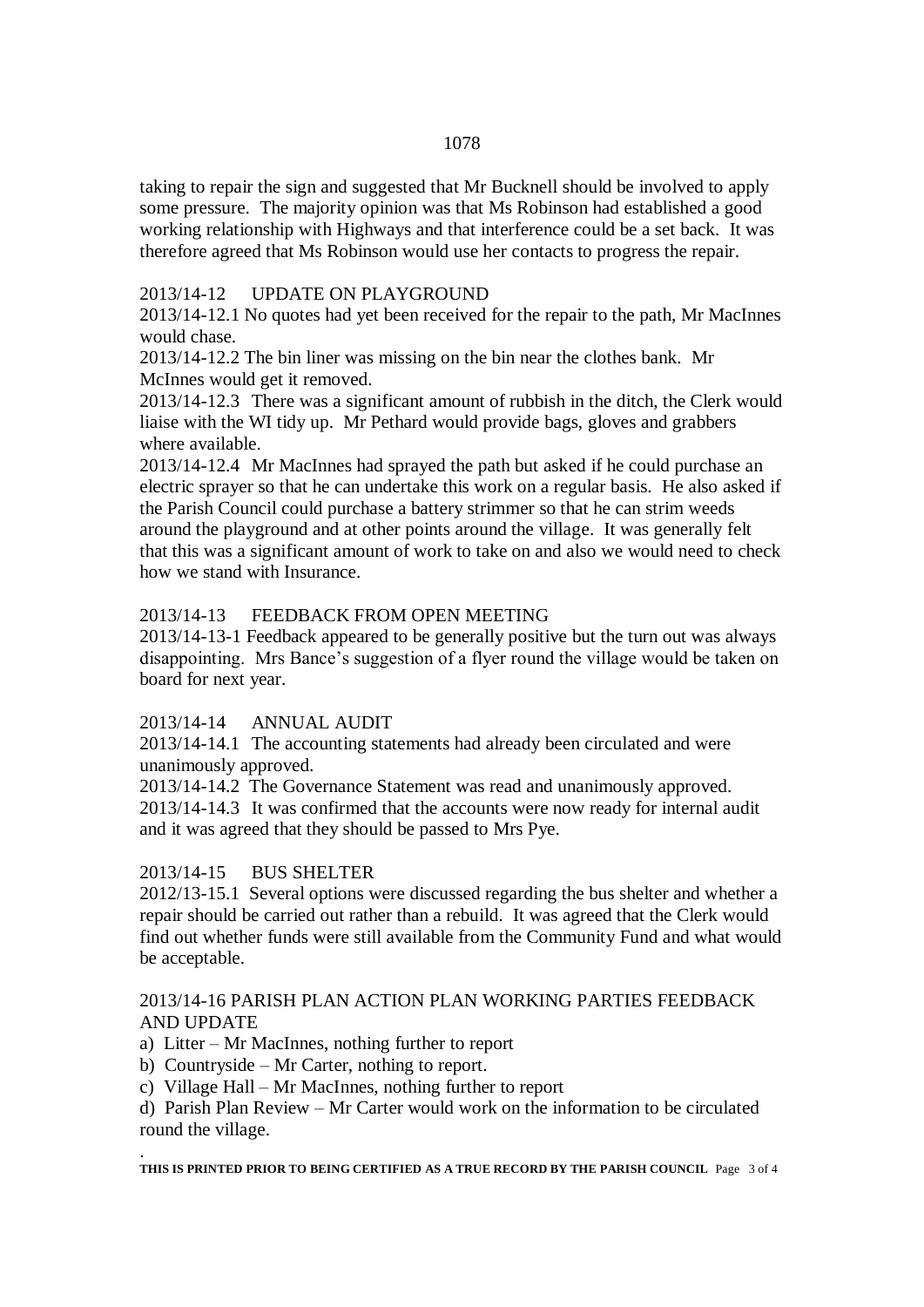taking to repair the sign and suggested that Mr Bucknell should be involved to apply some pressure. The majority opinion was that Ms Robinson had established a good working relationship with Highways and that interference could be a set back. It was therefore agreed that Ms Robinson would use her contacts to progress the repair.

2013/14-12 UPDATE ON PLAYGROUND

2013/14-12.1 No quotes had yet been received for the repair to the path, Mr MacInnes would chase.

2013/14-12.2 The bin liner was missing on the bin near the clothes bank. Mr McInnes would get it removed.

2013/14-12.3 There was a significant amount of rubbish in the ditch, the Clerk would liaise with the WI tidy up. Mr Pethard would provide bags, gloves and grabbers where available.

2013/14-12.4 Mr MacInnes had sprayed the path but asked if he could purchase an electric sprayer so that he can undertake this work on a regular basis. He also asked if the Parish Council could purchase a battery strimmer so that he can strim weeds around the playground and at other points around the village. It was generally felt that this was a significant amount of work to take on and also we would need to check how we stand with Insurance.

2013/14-13 FEEDBACK FROM OPEN MEETING

2013/14-13-1 Feedback appeared to be generally positive but the turn out was always disappointing. Mrs Bance's suggestion of a flyer round the village would be taken on board for next year.

2013/14-14 ANNUAL AUDIT

2013/14-14.1 The accounting statements had already been circulated and were unanimously approved.

2013/14-14.2 The Governance Statement was read and unanimously approved.

2013/14-14.3 It was confirmed that the accounts were now ready for internal audit and it was agreed that they should be passed to Mrs Pye.

2013/14-15 BUS SHELTER

2012/13-15.1 Several options were discussed regarding the bus shelter and whether a repair should be carried out rather than a rebuild. It was agreed that the Clerk would find out whether funds were still available from the Community Fund and what would be acceptable.

2013/14-16 PARISH PLAN ACTION PLAN WORKING PARTIES FEEDBACK AND UPDATE

a) Litter – Mr MacInnes, nothing further to report

b) Countryside – Mr Carter, nothing to report.

c) Village Hall – Mr MacInnes, nothing further to report

d) Parish Plan Review – Mr Carter would work on the information to be circulated round the village.

.

**THIS IS PRINTED PRIOR TO BEING CERTIFIED AS A TRUE RECORD BY THE PARISH COUNCIL**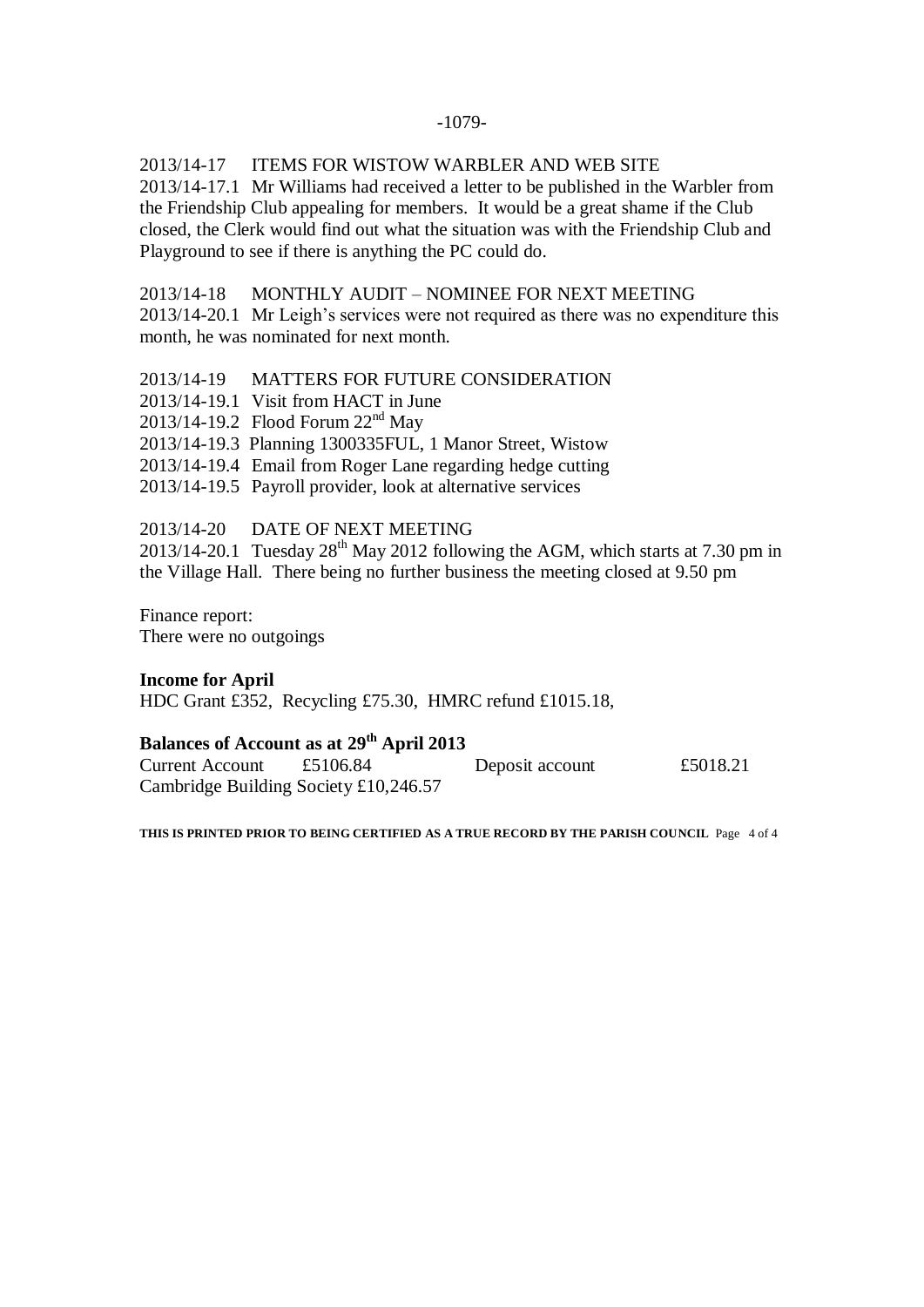2013/14-17 ITEMS FOR WISTOW WARBLER AND WEB SITE

2013/14-17.1 Mr Williams had received a letter to be published in the Warbler from the Friendship Club appealing for members. It would be a great shame if the Club closed, the Clerk would find out what the situation was with the Friendship Club and Playground to see if there is anything the PC could do.

2013/14-18 MONTHLY AUDIT – NOMINEE FOR NEXT MEETING

2013/14-20.1 Mr Leigh's services were not required as there was no expenditure this month, he was nominated for next month.

2013/14-19 MATTERS FOR FUTURE CONSIDERATION

2013/14-19.1 Visit from HACT in June
2013/14-19.2 Flood Forum 22nd May
2013/14-19.3 Planning 1300335FUL, 1 Manor Street, Wistow
2013/14-19.4 Email from Roger Lane regarding hedge cutting
2013/14-19.5 Payroll provider, look at alternative services

2013/14-20 DATE OF NEXT MEETING

2013/14-20.1 Tuesday 28th May 2012 following the AGM, which starts at 7.30 pm in the Village Hall. There being no further business the meeting closed at 9.50 pm

Finance report:
There were no outgoings

**Income for April**

HDC Grant £352, Recycling £75.30, HMRC refund £1015.18,

**Balances of Account as at 29th April 2013**

Current Account £5106.84 Deposit account £5018.21
Cambridge Building Society £10,246.57

**THIS IS PRINTED PRIOR TO BEING CERTIFIED AS A TRUE RECORD BY THE PARISH COUNCIL**